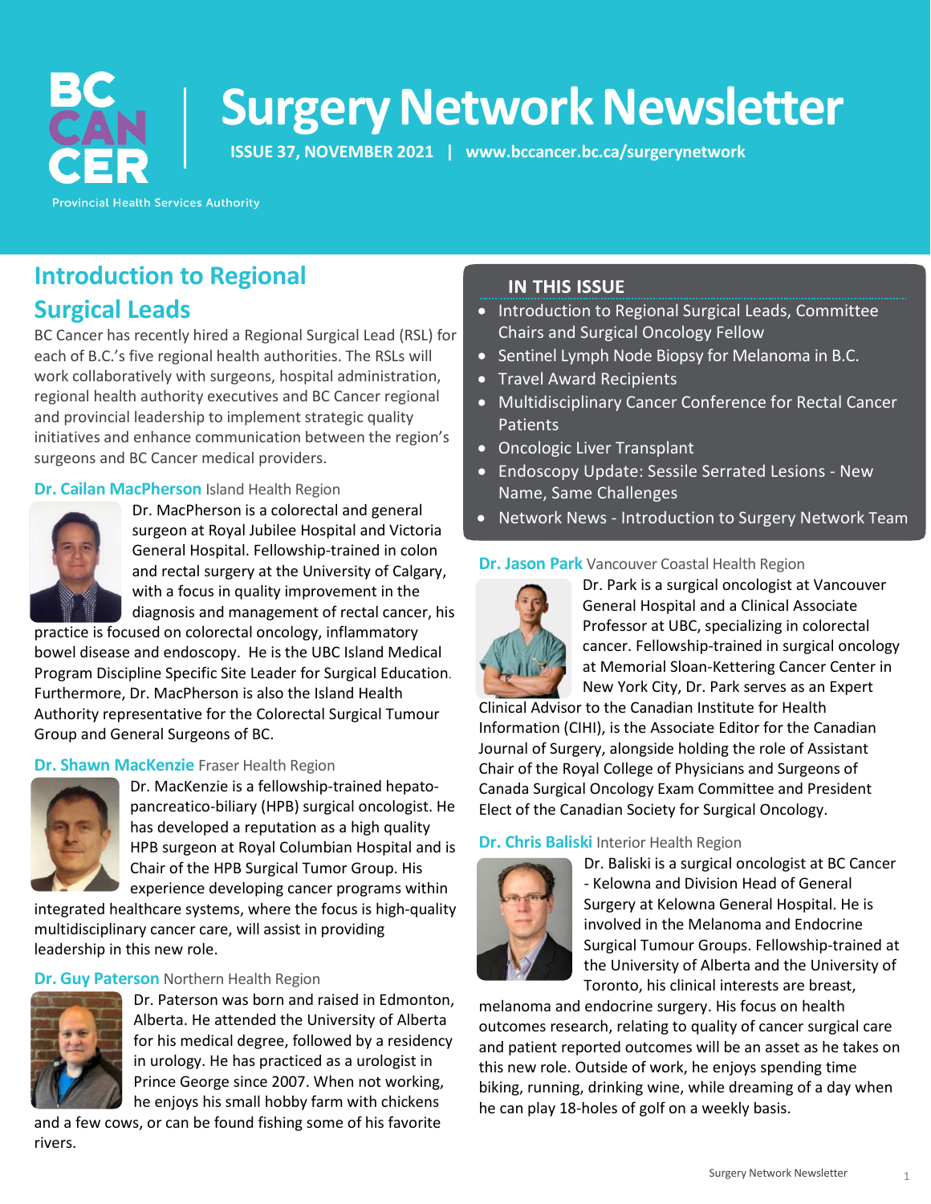# Surgery Network Newsletter

**ISSUE 37, NOVEMBER 2021 | www.bccancer.bc.ca/surgerynetwork**

BC CANCER
Provincial Health Services Authority

## IN THIS ISSUE

- Introduction to Regional Surgical Leads, Committee Chairs and Surgical Oncology Fellow
- Sentinel Lymph Node Biopsy for Melanoma in B.C.
- Travel Award Recipients
- Multidisciplinary Cancer Conference for Rectal Cancer Patients
- Oncologic Liver Transplant
- Endoscopy Update: Sessile Serrated Lesions - New Name, Same Challenges
- Network News - Introduction to Surgery Network Team

## Introduction to Regional Surgical Leads

BC Cancer has recently hired a Regional Surgical Lead (RSL) for each of B.C.'s five regional health authorities. The RSLs will work collaboratively with surgeons, hospital administration, regional health authority executives and BC Cancer regional and provincial leadership to implement strategic quality initiatives and enhance communication between the region's surgeons and BC Cancer medical providers.

### Dr. Cailan MacPherson Island Health Region

Dr. MacPherson is a colorectal and general surgeon at Royal Jubilee Hospital and Victoria General Hospital. Fellowship-trained in colon and rectal surgery at the University of Calgary, with a focus in quality improvement in the diagnosis and management of rectal cancer, his practice is focused on colorectal oncology, inflammatory bowel disease and endoscopy. He is the UBC Island Medical Program Discipline Specific Site Leader for Surgical Education. Furthermore, Dr. MacPherson is also the Island Health Authority representative for the Colorectal Surgical Tumour Group and General Surgeons of BC.

### Dr. Shawn MacKenzie Fraser Health Region

Dr. MacKenzie is a fellowship-trained hepato-pancreatico-biliary (HPB) surgical oncologist. He has developed a reputation as a high quality HPB surgeon at Royal Columbian Hospital and is Chair of the HPB Surgical Tumor Group. His experience developing cancer programs within integrated healthcare systems, where the focus is high-quality multidisciplinary cancer care, will assist in providing leadership in this new role.

### Dr. Guy Paterson Northern Health Region

Dr. Paterson was born and raised in Edmonton, Alberta. He attended the University of Alberta for his medical degree, followed by a residency in urology. He has practiced as a urologist in Prince George since 2007. When not working, he enjoys his small hobby farm with chickens and a few cows, or can be found fishing some of his favorite rivers.

### Dr. Jason Park Vancouver Coastal Health Region

Dr. Park is a surgical oncologist at Vancouver General Hospital and a Clinical Associate Professor at UBC, specializing in colorectal cancer. Fellowship-trained in surgical oncology at Memorial Sloan-Kettering Cancer Center in New York City, Dr. Park serves as an Expert Clinical Advisor to the Canadian Institute for Health Information (CIHI), is the Associate Editor for the Canadian Journal of Surgery, alongside holding the role of Assistant Chair of the Royal College of Physicians and Surgeons of Canada Surgical Oncology Exam Committee and President Elect of the Canadian Society for Surgical Oncology.

### Dr. Chris Baliski Interior Health Region

Dr. Baliski is a surgical oncologist at BC Cancer - Kelowna and Division Head of General Surgery at Kelowna General Hospital. He is involved in the Melanoma and Endocrine Surgical Tumour Groups. Fellowship-trained at the University of Alberta and the University of Toronto, his clinical interests are breast, melanoma and endocrine surgery. His focus on health outcomes research, relating to quality of cancer surgical care and patient reported outcomes will be an asset as he takes on this new role. Outside of work, he enjoys spending time biking, running, drinking wine, while dreaming of a day when he can play 18-holes of golf on a weekly basis.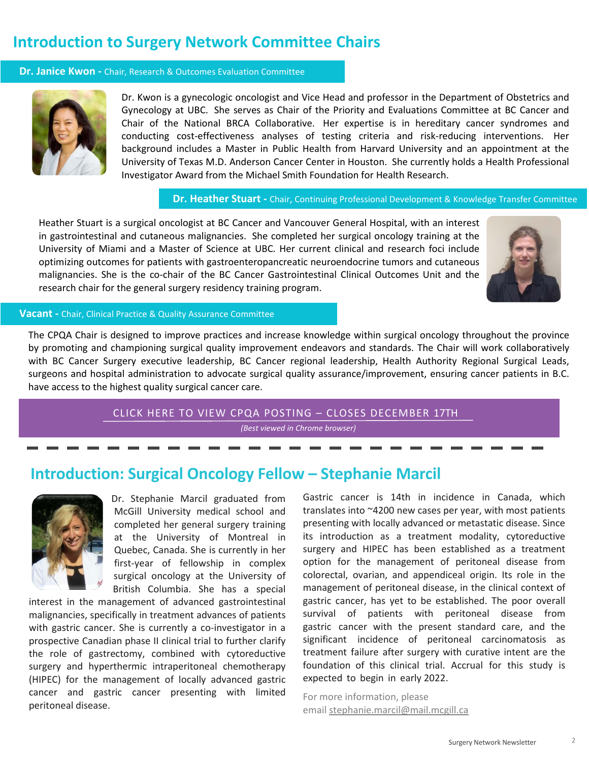# Introduction to Surgery Network Committee Chairs

**Dr. Janice Kwon -** Chair, Research & Outcomes Evaluation Committee

Dr. Kwon is a gynecologic oncologist and Vice Head and professor in the Department of Obstetrics and Gynecology at UBC. She serves as Chair of the Priority and Evaluations Committee at BC Cancer and Chair of the National BRCA Collaborative. Her expertise is in hereditary cancer syndromes and conducting cost-effectiveness analyses of testing criteria and risk-reducing interventions. Her background includes a Master in Public Health from Harvard University and an appointment at the University of Texas M.D. Anderson Cancer Center in Houston. She currently holds a Health Professional Investigator Award from the Michael Smith Foundation for Health Research.

**Dr. Heather Stuart -** Chair, Continuing Professional Development & Knowledge Transfer Committee

Heather Stuart is a surgical oncologist at BC Cancer and Vancouver General Hospital, with an interest in gastrointestinal and cutaneous malignancies. She completed her surgical oncology training at the University of Miami and a Master of Science at UBC. Her current clinical and research foci include optimizing outcomes for patients with gastroenteropancreatic neuroendocrine tumors and cutaneous malignancies. She is the co-chair of the BC Cancer Gastrointestinal Clinical Outcomes Unit and the research chair for the general surgery residency training program.

**Vacant -** Chair, Clinical Practice & Quality Assurance Committee

The CPQA Chair is designed to improve practices and increase knowledge within surgical oncology throughout the province by promoting and championing surgical quality improvement endeavors and standards. The Chair will work collaboratively with BC Cancer Surgery executive leadership, BC Cancer regional leadership, Health Authority Regional Surgical Leads, surgeons and hospital administration to advocate surgical quality assurance/improvement, ensuring cancer patients in B.C. have access to the highest quality surgical cancer care.

CLICK HERE TO VIEW CPQA POSTING – CLOSES DECEMBER 17TH

*(Best viewed in Chrome browser)*

## Introduction: Surgical Oncology Fellow – Stephanie Marcil

Dr. Stephanie Marcil graduated from McGill University medical school and completed her general surgery training at the University of Montreal in Quebec, Canada. She is currently in her first-year of fellowship in complex surgical oncology at the University of British Columbia. She has a special interest in the management of advanced gastrointestinal malignancies, specifically in treatment advances of patients with gastric cancer. She is currently a co-investigator in a prospective Canadian phase II clinical trial to further clarify the role of gastrectomy, combined with cytoreductive surgery and hyperthermic intraperitoneal chemotherapy (HIPEC) for the management of locally advanced gastric cancer and gastric cancer presenting with limited peritoneal disease.

Gastric cancer is 14th in incidence in Canada, which translates into ~4200 new cases per year, with most patients presenting with locally advanced or metastatic disease. Since its introduction as a treatment modality, cytoreductive surgery and HIPEC has been established as a treatment option for the management of peritoneal disease from colorectal, ovarian, and appendiceal origin. Its role in the management of peritoneal disease, in the clinical context of gastric cancer, has yet to be established. The poor overall survival of patients with peritoneal disease from gastric cancer with the present standard care, and the significant incidence of peritoneal carcinomatosis as treatment failure after surgery with curative intent are the foundation of this clinical trial. Accrual for this study is expected to begin in early 2022.

For more information, please email stephanie.marcil@mail.mcgill.ca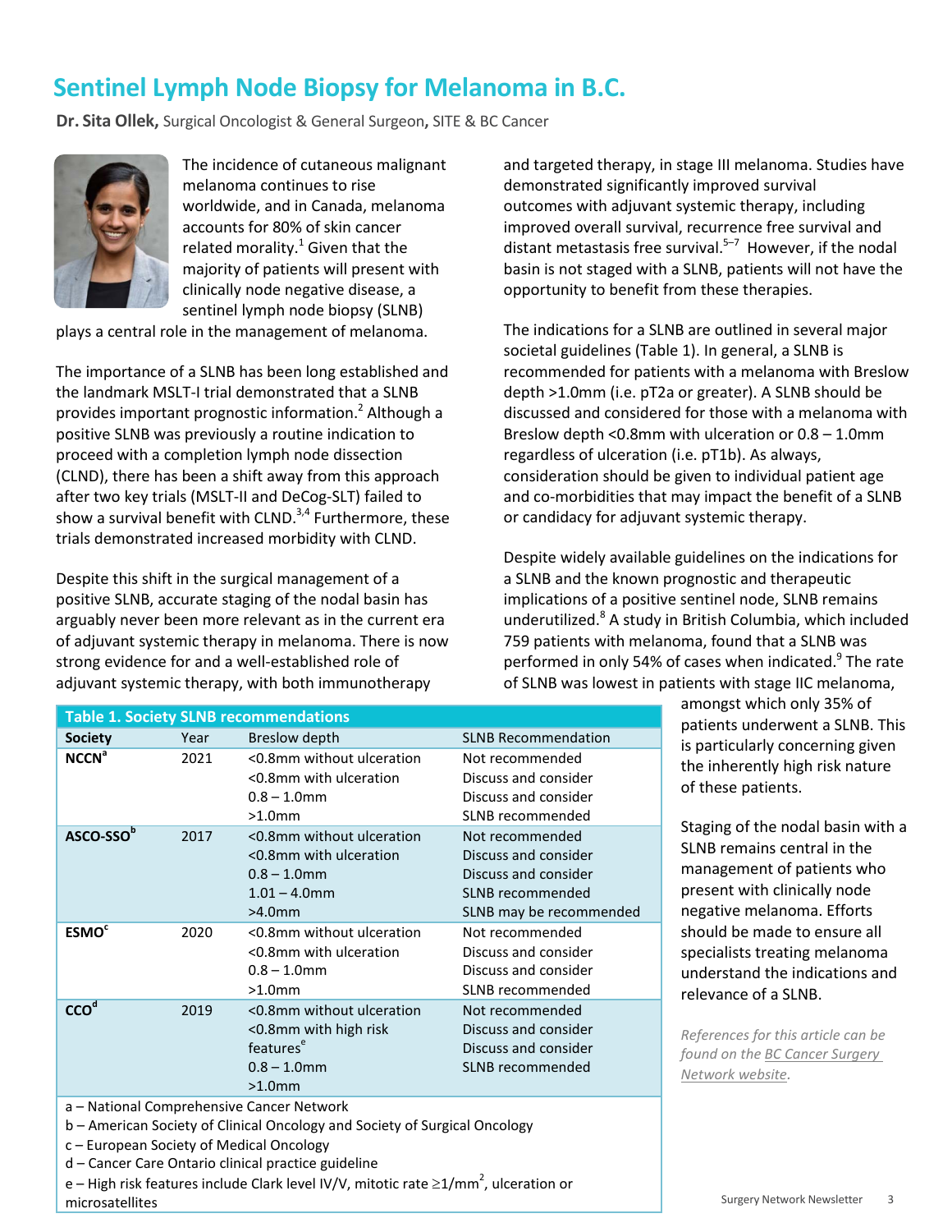# Sentinel Lymph Node Biopsy for Melanoma in B.C.

**Dr. Sita Ollek,** Surgical Oncologist & General Surgeon**,** SITE & BC Cancer

The incidence of cutaneous malignant melanoma continues to rise worldwide, and in Canada, melanoma accounts for 80% of skin cancer related morality.[1] Given that the majority of patients will present with clinically node negative disease, a sentinel lymph node biopsy (SLNB) plays a central role in the management of melanoma.

The importance of a SLNB has been long established and the landmark MSLT-I trial demonstrated that a SLNB provides important prognostic information.[2] Although a positive SLNB was previously a routine indication to proceed with a completion lymph node dissection (CLND), there has been a shift away from this approach after two key trials (MSLT-II and DeCog-SLT) failed to show a survival benefit with CLND.[3,4] Furthermore, these trials demonstrated increased morbidity with CLND.

Despite this shift in the surgical management of a positive SLNB, accurate staging of the nodal basin has arguably never been more relevant as in the current era of adjuvant systemic therapy in melanoma. There is now strong evidence for and a well-established role of adjuvant systemic therapy, with both immunotherapy and targeted therapy, in stage III melanoma. Studies have demonstrated significantly improved survival outcomes with adjuvant systemic therapy, including improved overall survival, recurrence free survival and distant metastasis free survival.[5–7] However, if the nodal basin is not staged with a SLNB, patients will not have the opportunity to benefit from these therapies.

The indications for a SLNB are outlined in several major societal guidelines (Table 1). In general, a SLNB is recommended for patients with a melanoma with Breslow depth >1.0mm (i.e. pT2a or greater). A SLNB should be discussed and considered for those with a melanoma with Breslow depth <0.8mm with ulceration or 0.8 – 1.0mm regardless of ulceration (i.e. pT1b). As always, consideration should be given to individual patient age and co-morbidities that may impact the benefit of a SLNB or candidacy for adjuvant systemic therapy.

Despite widely available guidelines on the indications for a SLNB and the known prognostic and therapeutic implications of a positive sentinel node, SLNB remains underutilized.[8] A study in British Columbia, which included 759 patients with melanoma, found that a SLNB was performed in only 54% of cases when indicated.[9] The rate of SLNB was lowest in patients with stage IIC melanoma, amongst which only 35% of patients underwent a SLNB. This is particularly concerning given the inherently high risk nature of these patients.

Staging of the nodal basin with a SLNB remains central in the management of patients who present with clinically node negative melanoma. Efforts should be made to ensure all specialists treating melanoma understand the indications and relevance of a SLNB.

*References for this article can be found on the BC Cancer Surgery Network website.*

**Table 1. Society SLNB recommendations**

| Society | Year | Breslow depth | SLNB Recommendation |
|---|---|---|---|
| **NCCN**[a] | 2021 | <0.8mm without ulceration | Not recommended |
| | | <0.8mm with ulceration | Discuss and consider |
| | | 0.8 – 1.0mm | Discuss and consider |
| | | >1.0mm | SLNB recommended |
| **ASCO-SSO**[b] | 2017 | <0.8mm without ulceration | Not recommended |
| | | <0.8mm with ulceration | Discuss and consider |
| | | 0.8 – 1.0mm | Discuss and consider |
| | | 1.01 – 4.0mm | SLNB recommended |
| | | >4.0mm | SLNB may be recommended |
| **ESMO**[c] | 2020 | <0.8mm without ulceration | Not recommended |
| | | <0.8mm with ulceration | Discuss and consider |
| | | 0.8 – 1.0mm | Discuss and consider |
| | | >1.0mm | SLNB recommended |
| **CCO**[d] | 2019 | <0.8mm without ulceration | Not recommended |
| | | <0.8mm with high risk features[e] | Discuss and consider |
| | | 0.8 – 1.0mm | Discuss and consider |
| | | >1.0mm | SLNB recommended |

a – National Comprehensive Cancer Network
b – American Society of Clinical Oncology and Society of Surgical Oncology
c – European Society of Medical Oncology
d – Cancer Care Ontario clinical practice guideline
e – High risk features include Clark level IV/V, mitotic rate ≥1/mm$^2$, ulceration or microsatellites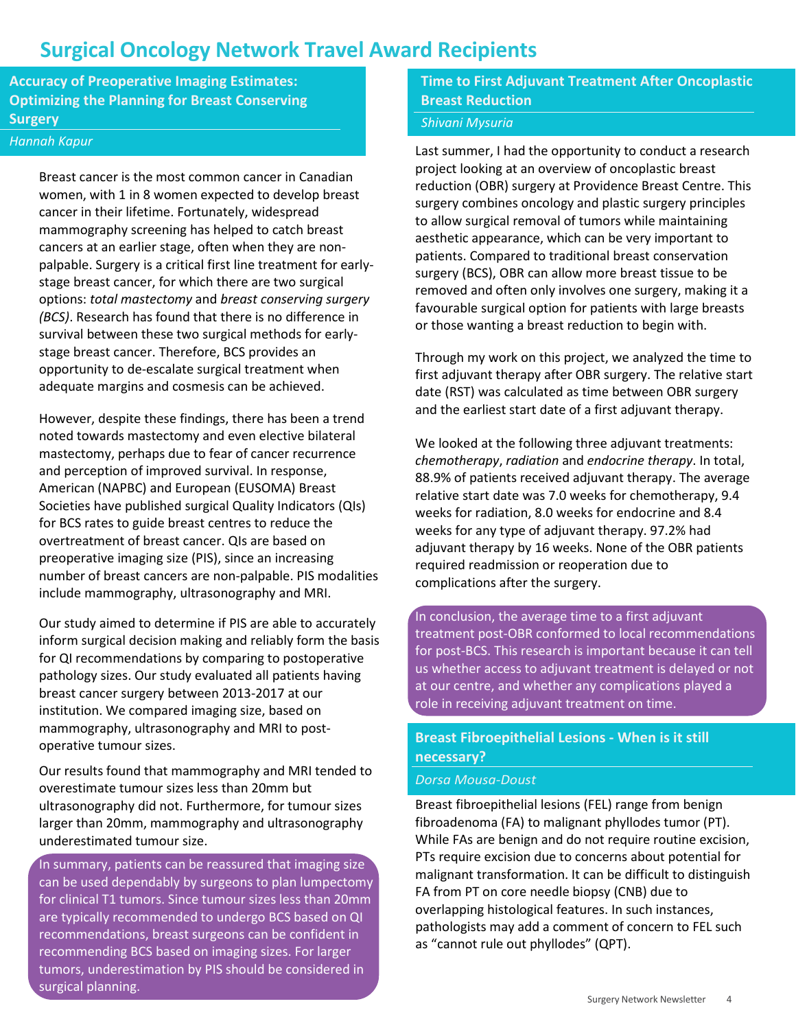# Surgical Oncology Network Travel Award Recipients

## Accuracy of Preoperative Imaging Estimates: Optimizing the Planning for Breast Conserving Surgery

*Hannah Kapur*

Breast cancer is the most common cancer in Canadian women, with 1 in 8 women expected to develop breast cancer in their lifetime. Fortunately, widespread mammography screening has helped to catch breast cancers at an earlier stage, often when they are non-palpable. Surgery is a critical first line treatment for early-stage breast cancer, for which there are two surgical options: *total mastectomy* and *breast conserving surgery (BCS)*. Research has found that there is no difference in survival between these two surgical methods for early-stage breast cancer. Therefore, BCS provides an opportunity to de-escalate surgical treatment when adequate margins and cosmesis can be achieved.

However, despite these findings, there has been a trend noted towards mastectomy and even elective bilateral mastectomy, perhaps due to fear of cancer recurrence and perception of improved survival. In response, American (NAPBC) and European (EUSOMA) Breast Societies have published surgical Quality Indicators (QIs) for BCS rates to guide breast centres to reduce the overtreatment of breast cancer. QIs are based on preoperative imaging size (PIS), since an increasing number of breast cancers are non-palpable. PIS modalities include mammography, ultrasonography and MRI.

Our study aimed to determine if PIS are able to accurately inform surgical decision making and reliably form the basis for QI recommendations by comparing to postoperative pathology sizes. Our study evaluated all patients having breast cancer surgery between 2013-2017 at our institution. We compared imaging size, based on mammography, ultrasonography and MRI to post-operative tumour sizes.

Our results found that mammography and MRI tended to overestimate tumour sizes less than 20mm but ultrasonography did not. Furthermore, for tumour sizes larger than 20mm, mammography and ultrasonography underestimated tumour size.

In summary, patients can be reassured that imaging size can be used dependably by surgeons to plan lumpectomy for clinical T1 tumors. Since tumour sizes less than 20mm are typically recommended to undergo BCS based on QI recommendations, breast surgeons can be confident in recommending BCS based on imaging sizes. For larger tumors, underestimation by PIS should be considered in surgical planning.

## Time to First Adjuvant Treatment After Oncoplastic Breast Reduction

*Shivani Mysuria*

Last summer, I had the opportunity to conduct a research project looking at an overview of oncoplastic breast reduction (OBR) surgery at Providence Breast Centre. This surgery combines oncology and plastic surgery principles to allow surgical removal of tumors while maintaining aesthetic appearance, which can be very important to patients. Compared to traditional breast conservation surgery (BCS), OBR can allow more breast tissue to be removed and often only involves one surgery, making it a favourable surgical option for patients with large breasts or those wanting a breast reduction to begin with.

Through my work on this project, we analyzed the time to first adjuvant therapy after OBR surgery. The relative start date (RST) was calculated as time between OBR surgery and the earliest start date of a first adjuvant therapy.

We looked at the following three adjuvant treatments: *chemotherapy*, *radiation* and *endocrine therapy*. In total, 88.9% of patients received adjuvant therapy. The average relative start date was 7.0 weeks for chemotherapy, 9.4 weeks for radiation, 8.0 weeks for endocrine and 8.4 weeks for any type of adjuvant therapy. 97.2% had adjuvant therapy by 16 weeks. None of the OBR patients required readmission or reoperation due to complications after the surgery.

In conclusion, the average time to a first adjuvant treatment post-OBR conformed to local recommendations for post-BCS. This research is important because it can tell us whether access to adjuvant treatment is delayed or not at our centre, and whether any complications played a role in receiving adjuvant treatment on time.

## Breast Fibroepithelial Lesions - When is it still necessary?

*Dorsa Mousa-Doust*

Breast fibroepithelial lesions (FEL) range from benign fibroadenoma (FA) to malignant phyllodes tumor (PT). While FAs are benign and do not require routine excision, PTs require excision due to concerns about potential for malignant transformation. It can be difficult to distinguish FA from PT on core needle biopsy (CNB) due to overlapping histological features. In such instances, pathologists may add a comment of concern to FEL such as "cannot rule out phyllodes" (QPT).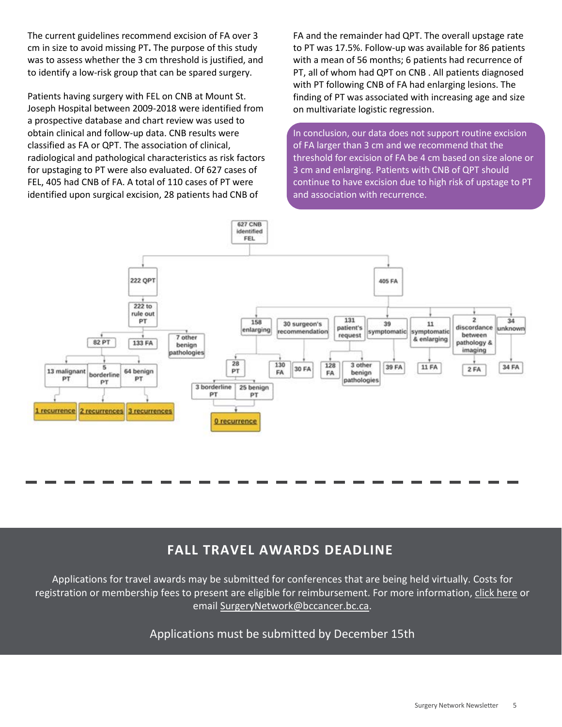The current guidelines recommend excision of FA over 3 cm in size to avoid missing PT**.** The purpose of this study was to assess whether the 3 cm threshold is justified, and to identify a low-risk group that can be spared surgery.

Patients having surgery with FEL on CNB at Mount St. Joseph Hospital between 2009-2018 were identified from a prospective database and chart review was used to obtain clinical and follow-up data. CNB results were classified as FA or QPT. The association of clinical, radiological and pathological characteristics as risk factors for upstaging to PT were also evaluated. Of 627 cases of FEL, 405 had CNB of FA. A total of 110 cases of PT were identified upon surgical excision, 28 patients had CNB of FA and the remainder had QPT. The overall upstage rate to PT was 17.5%. Follow-up was available for 86 patients with a mean of 56 months; 6 patients had recurrence of PT, all of whom had QPT on CNB . All patients diagnosed with PT following CNB of FA had enlarging lesions. The finding of PT was associated with increasing age and size on multivariate logistic regression.

In conclusion, our data does not support routine excision of FA larger than 3 cm and we recommend that the threshold for excision of FA be 4 cm based on size alone or 3 cm and enlarging. Patients with CNB of QPT should continue to have excision due to high risk of upstage to PT and association with recurrence.

627 CNB identified FEL
- 222 QPT
  - 222 to rule out PT
    - 82 PT
      - 13 malignant PT → 1 recurrence
      - 5 borderline PT → 2 recurrences
      - 64 benign PT → 3 recurrences
    - 133 FA
    - 7 other benign pathologies
- 405 FA
  - 158 enlarging
    - 28 PT
      - 3 borderline PT
      - 25 benign PT
      - → 0 recurrence
    - 130 FA
  - 30 surgeon's recommendation → 30 FA
  - 131 patient's request
    - 128 FA
    - 3 other benign pathologies
  - 39 symptomatic → 39 FA
  - 11 symptomatic & enlarging → 11 FA
  - 2 discordance between pathology & imaging → 2 FA
  - 34 unknown → 34 FA

## FALL TRAVEL AWARDS DEADLINE

Applications for travel awards may be submitted for conferences that are being held virtually. Costs for registration or membership fees to present are eligible for reimbursement. For more information, click here or email SurgeryNetwork@bccancer.bc.ca.

Applications must be submitted by December 15th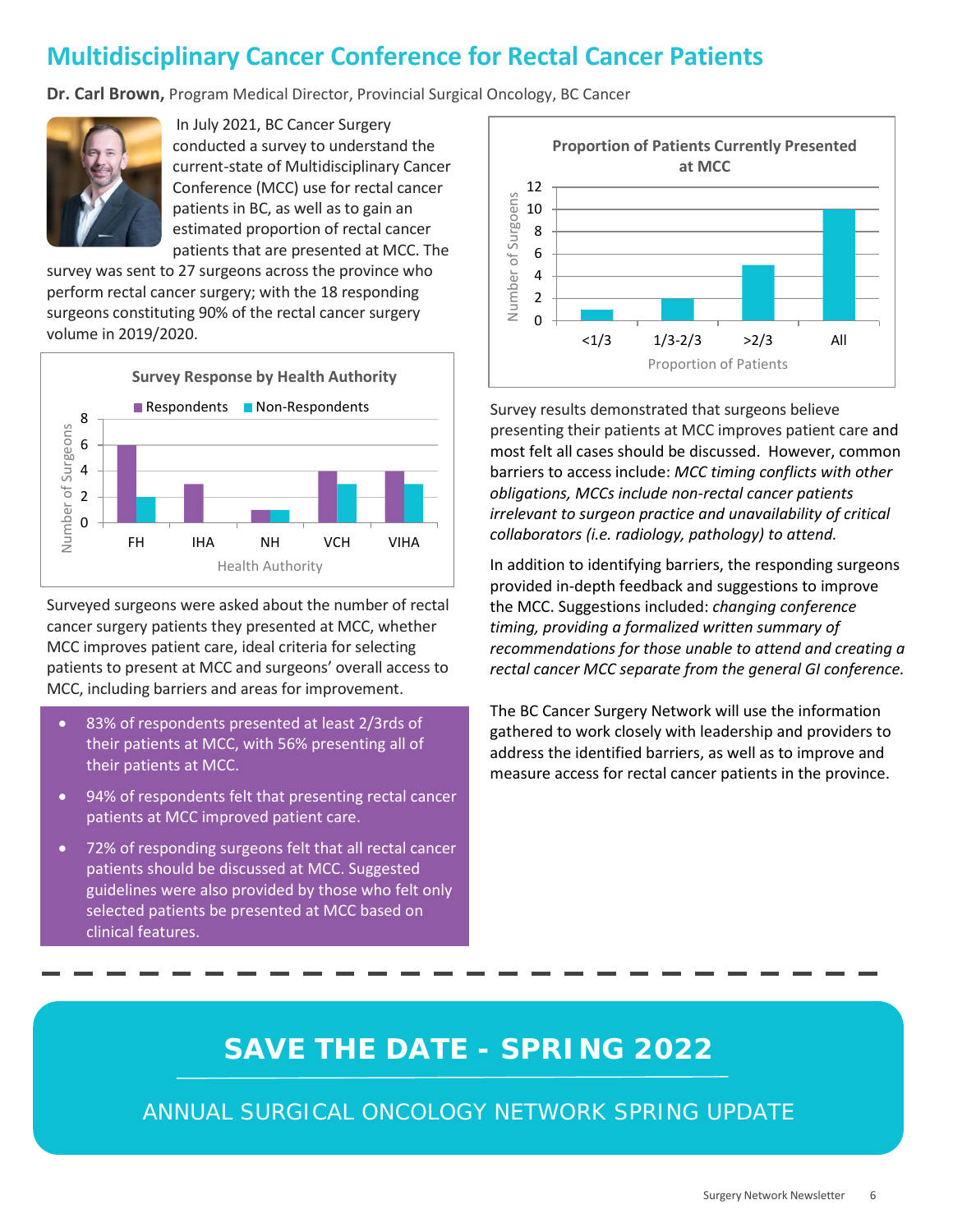# Multidisciplinary Cancer Conference for Rectal Cancer Patients

**Dr. Carl Brown,** Program Medical Director, Provincial Surgical Oncology, BC Cancer

In July 2021, BC Cancer Surgery conducted a survey to understand the current-state of Multidisciplinary Cancer Conference (MCC) use for rectal cancer patients in BC, as well as to gain an estimated proportion of rectal cancer patients that are presented at MCC. The survey was sent to 27 surgeons across the province who perform rectal cancer surgery; with the 18 responding surgeons constituting 90% of the rectal cancer surgery volume in 2019/2020.

**Survey Response by Health Authority**

| Health Authority | Respondents | Non-Respondents |
|---|---|---|
| FH | 6 | 2 |
| IHA | 3 | 0 |
| NH | 1 | 1 |
| VCH | 4 | 3 |
| VIHA | 4 | 3 |

Surveyed surgeons were asked about the number of rectal cancer surgery patients they presented at MCC, whether MCC improves patient care, ideal criteria for selecting patients to present at MCC and surgeons' overall access to MCC, including barriers and areas for improvement.

- 83% of respondents presented at least 2/3rds of their patients at MCC, with 56% presenting all of their patients at MCC.
- 94% of respondents felt that presenting rectal cancer patients at MCC improved patient care.
- 72% of responding surgeons felt that all rectal cancer patients should be discussed at MCC. Suggested guidelines were also provided by those who felt only selected patients be presented at MCC based on clinical features.

**Proportion of Patients Currently Presented at MCC**

| Proportion of Patients | Number of Surgeons |
|---|---|
| <1/3 | 1 |
| 1/3-2/3 | 2 |
| >2/3 | 5 |
| All | 10 |

Survey results demonstrated that surgeons believe presenting their patients at MCC improves patient care and most felt all cases should be discussed. However, common barriers to access include: *MCC timing conflicts with other obligations, MCCs include non-rectal cancer patients irrelevant to surgeon practice and unavailability of critical collaborators (i.e. radiology, pathology) to attend.*

In addition to identifying barriers, the responding surgeons provided in-depth feedback and suggestions to improve the MCC. Suggestions included: *changing conference timing, providing a formalized written summary of recommendations for those unable to attend and creating a rectal cancer MCC separate from the general GI conference.*

The BC Cancer Surgery Network will use the information gathered to work closely with leadership and providers to address the identified barriers, as well as to improve and measure access for rectal cancer patients in the province.

---

## SAVE THE DATE - SPRING 2022

ANNUAL SURGICAL ONCOLOGY NETWORK SPRING UPDATE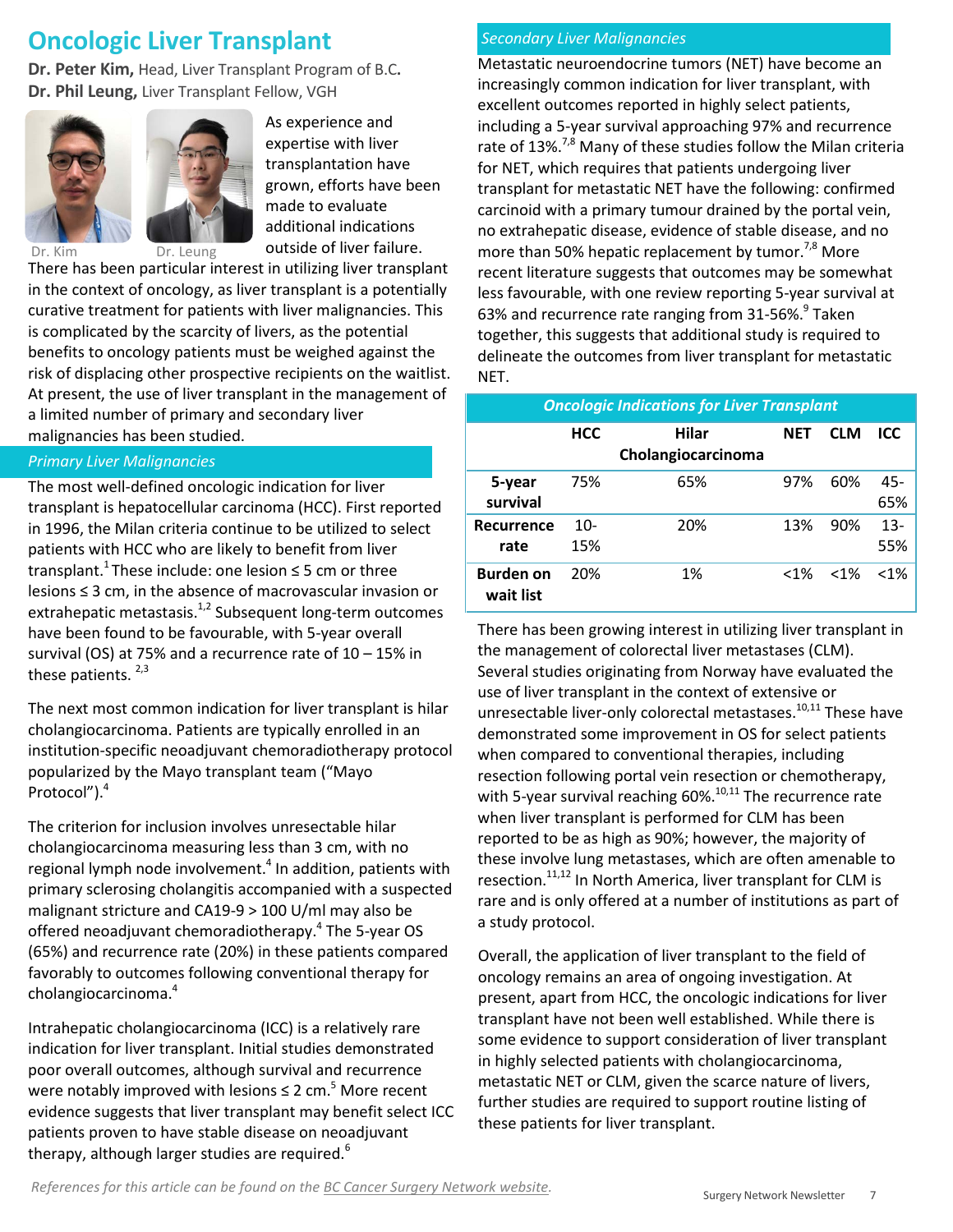# Oncologic Liver Transplant

**Dr. Peter Kim,** Head, Liver Transplant Program of B.C.
**Dr. Phil Leung,** Liver Transplant Fellow, VGH

Dr. Kim Dr. Leung

As experience and expertise with liver transplantation have grown, efforts have been made to evaluate additional indications outside of liver failure. There has been particular interest in utilizing liver transplant in the context of oncology, as liver transplant is a potentially curative treatment for patients with liver malignancies. This is complicated by the scarcity of livers, as the potential benefits to oncology patients must be weighed against the risk of displacing other prospective recipients on the waitlist. At present, the use of liver transplant in the management of a limited number of primary and secondary liver malignancies has been studied.

## *Primary Liver Malignancies*

The most well-defined oncologic indication for liver transplant is hepatocellular carcinoma (HCC). First reported in 1996, the Milan criteria continue to be utilized to select patients with HCC who are likely to benefit from liver transplant.[1] These include: one lesion ≤ 5 cm or three lesions ≤ 3 cm, in the absence of macrovascular invasion or extrahepatic metastasis.[1,2] Subsequent long-term outcomes have been found to be favourable, with 5-year overall survival (OS) at 75% and a recurrence rate of 10 – 15% in these patients.[2,3]

The next most common indication for liver transplant is hilar cholangiocarcinoma. Patients are typically enrolled in an institution-specific neoadjuvant chemoradiotherapy protocol popularized by the Mayo transplant team ("Mayo Protocol").[4]

The criterion for inclusion involves unresectable hilar cholangiocarcinoma measuring less than 3 cm, with no regional lymph node involvement.[4] In addition, patients with primary sclerosing cholangitis accompanied with a suspected malignant stricture and CA19-9 > 100 U/ml may also be offered neoadjuvant chemoradiotherapy.[4] The 5-year OS (65%) and recurrence rate (20%) in these patients compared favorably to outcomes following conventional therapy for cholangiocarcinoma.[4]

Intrahepatic cholangiocarcinoma (ICC) is a relatively rare indication for liver transplant. Initial studies demonstrated poor overall outcomes, although survival and recurrence were notably improved with lesions ≤ 2 cm.[5] More recent evidence suggests that liver transplant may benefit select ICC patients proven to have stable disease on neoadjuvant therapy, although larger studies are required.[6]

## *Secondary Liver Malignancies*

Metastatic neuroendocrine tumors (NET) have become an increasingly common indication for liver transplant, with excellent outcomes reported in highly select patients, including a 5-year survival approaching 97% and recurrence rate of 13%.[7,8] Many of these studies follow the Milan criteria for NET, which requires that patients undergoing liver transplant for metastatic NET have the following: confirmed carcinoid with a primary tumour drained by the portal vein, no extrahepatic disease, evidence of stable disease, and no more than 50% hepatic replacement by tumor.[7,8] More recent literature suggests that outcomes may be somewhat less favourable, with one review reporting 5-year survival at 63% and recurrence rate ranging from 31-56%.[9] Taken together, this suggests that additional study is required to delineate the outcomes from liver transplant for metastatic NET.

***Oncologic Indications for Liver Transplant***

| | HCC | Hilar Cholangiocarcinoma | NET | CLM | ICC |
|---|---|---|---|---|---|
| **5-year survival** | 75% | 65% | 97% | 60% | 45-65% |
| **Recurrence rate** | 10-15% | 20% | 13% | 90% | 13-55% |
| **Burden on wait list** | 20% | 1% | <1% | <1% | <1% |

There has been growing interest in utilizing liver transplant in the management of colorectal liver metastases (CLM). Several studies originating from Norway have evaluated the use of liver transplant in the context of extensive or unresectable liver-only colorectal metastases.[10,11] These have demonstrated some improvement in OS for select patients when compared to conventional therapies, including resection following portal vein resection or chemotherapy, with 5-year survival reaching 60%.[10,11] The recurrence rate when liver transplant is performed for CLM has been reported to be as high as 90%; however, the majority of these involve lung metastases, which are often amenable to resection.[11,12] In North America, liver transplant for CLM is rare and is only offered at a number of institutions as part of a study protocol.

Overall, the application of liver transplant to the field of oncology remains an area of ongoing investigation. At present, apart from HCC, the oncologic indications for liver transplant have not been well established. While there is some evidence to support consideration of liver transplant in highly selected patients with cholangiocarcinoma, metastatic NET or CLM, given the scarce nature of livers, further studies are required to support routine listing of these patients for liver transplant.

*References for this article can be found on the BC Cancer Surgery Network website.*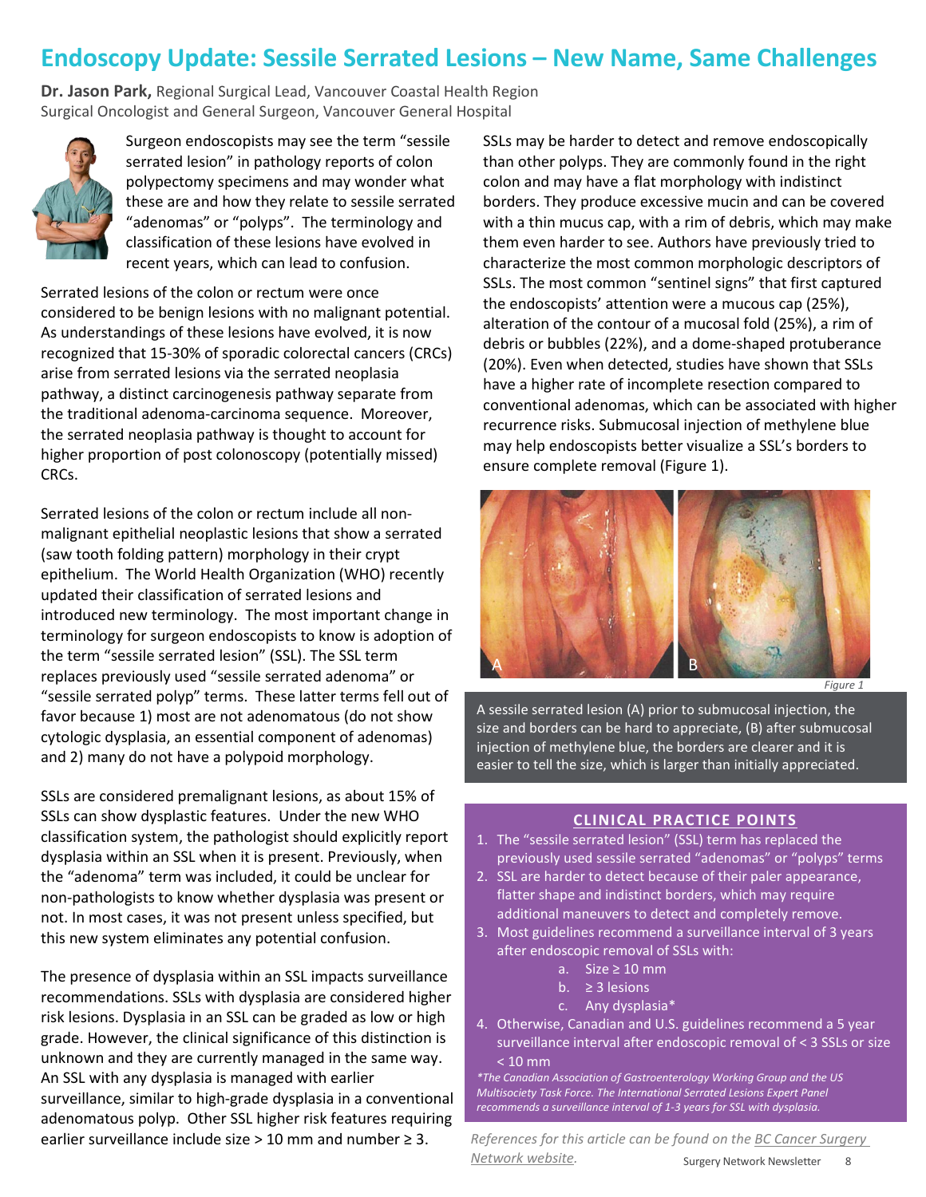# Endoscopy Update: Sessile Serrated Lesions – New Name, Same Challenges

**Dr. Jason Park,** Regional Surgical Lead, Vancouver Coastal Health Region
Surgical Oncologist and General Surgeon, Vancouver General Hospital

Surgeon endoscopists may see the term "sessile serrated lesion" in pathology reports of colon polypectomy specimens and may wonder what these are and how they relate to sessile serrated "adenomas" or "polyps". The terminology and classification of these lesions have evolved in recent years, which can lead to confusion.

Serrated lesions of the colon or rectum were once considered to be benign lesions with no malignant potential. As understandings of these lesions have evolved, it is now recognized that 15-30% of sporadic colorectal cancers (CRCs) arise from serrated lesions via the serrated neoplasia pathway, a distinct carcinogenesis pathway separate from the traditional adenoma-carcinoma sequence. Moreover, the serrated neoplasia pathway is thought to account for higher proportion of post colonoscopy (potentially missed) CRCs.

Serrated lesions of the colon or rectum include all non-malignant epithelial neoplastic lesions that show a serrated (saw tooth folding pattern) morphology in their crypt epithelium. The World Health Organization (WHO) recently updated their classification of serrated lesions and introduced new terminology. The most important change in terminology for surgeon endoscopists to know is adoption of the term "sessile serrated lesion" (SSL). The SSL term replaces previously used "sessile serrated adenoma" or "sessile serrated polyp" terms. These latter terms fell out of favor because 1) most are not adenomatous (do not show cytologic dysplasia, an essential component of adenomas) and 2) many do not have a polypoid morphology.

SSLs are considered premalignant lesions, as about 15% of SSLs can show dysplastic features. Under the new WHO classification system, the pathologist should explicitly report dysplasia within an SSL when it is present. Previously, when the "adenoma" term was included, it could be unclear for non-pathologists to know whether dysplasia was present or not. In most cases, it was not present unless specified, but this new system eliminates any potential confusion.

The presence of dysplasia within an SSL impacts surveillance recommendations. SSLs with dysplasia are considered higher risk lesions. Dysplasia in an SSL can be graded as low or high grade. However, the clinical significance of this distinction is unknown and they are currently managed in the same way. An SSL with any dysplasia is managed with earlier surveillance, similar to high-grade dysplasia in a conventional adenomatous polyp. Other SSL higher risk features requiring earlier surveillance include size > 10 mm and number ≥ 3.

SSLs may be harder to detect and remove endoscopically than other polyps. They are commonly found in the right colon and may have a flat morphology with indistinct borders. They produce excessive mucin and can be covered with a thin mucus cap, with a rim of debris, which may make them even harder to see. Authors have previously tried to characterize the most common morphologic descriptors of SSLs. The most common "sentinel signs" that first captured the endoscopists' attention were a mucous cap (25%), alteration of the contour of a mucosal fold (25%), a rim of debris or bubbles (22%), and a dome-shaped protuberance (20%). Even when detected, studies have shown that SSLs have a higher rate of incomplete resection compared to conventional adenomas, which can be associated with higher recurrence risks. Submucosal injection of methylene blue may help endoscopists better visualize a SSL's borders to ensure complete removal (Figure 1).

*Figure 1*

A sessile serrated lesion (A) prior to submucosal injection, the size and borders can be hard to appreciate, (B) after submucosal injection of methylene blue, the borders are clearer and it is easier to tell the size, which is larger than initially appreciated.

## CLINICAL PRACTICE POINTS

1. The "sessile serrated lesion" (SSL) term has replaced the previously used sessile serrated "adenomas" or "polyps" terms
2. SSL are harder to detect because of their paler appearance, flatter shape and indistinct borders, which may require additional maneuvers to detect and completely remove.
3. Most guidelines recommend a surveillance interval of 3 years after endoscopic removal of SSLs with:
   a. Size ≥ 10 mm
   b. ≥ 3 lesions
   c. Any dysplasia*
4. Otherwise, Canadian and U.S. guidelines recommend a 5 year surveillance interval after endoscopic removal of < 3 SSLs or size < 10 mm

*\*The Canadian Association of Gastroenterology Working Group and the US Multisociety Task Force. The International Serrated Lesions Expert Panel recommends a surveillance interval of 1-3 years for SSL with dysplasia.*

*References for this article can be found on the BC Cancer Surgery Network website.*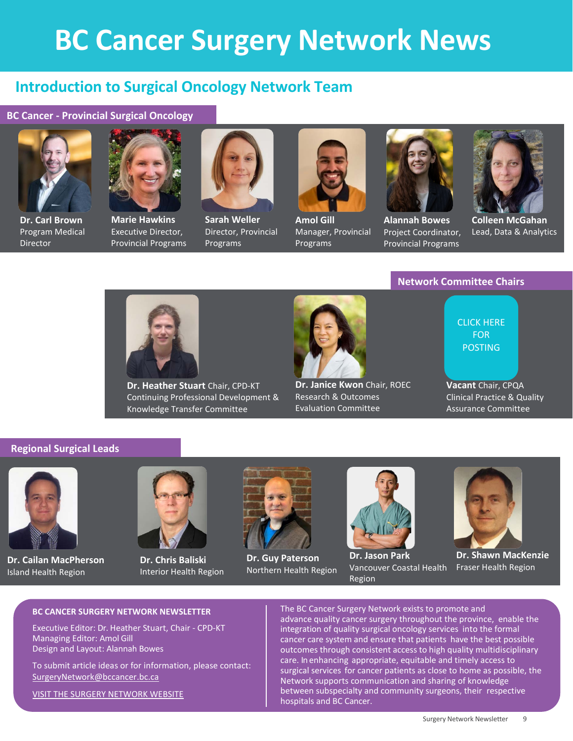# BC Cancer Surgery Network News

## Introduction to Surgical Oncology Network Team

### BC Cancer - Provincial Surgical Oncology

**Dr. Carl Brown**
Program Medical Director

**Marie Hawkins**
Executive Director, Provincial Programs

**Sarah Weller**
Director, Provincial Programs

**Amol Gill**
Manager, Provincial Programs

**Alannah Bowes**
Project Coordinator, Provincial Programs

**Colleen McGahan**
Lead, Data & Analytics

### Network Committee Chairs

**Dr. Heather Stuart** Chair, CPD-KT
Continuing Professional Development & Knowledge Transfer Committee

**Dr. Janice Kwon** Chair, ROEC
Research & Outcomes Evaluation Committee

CLICK HERE FOR POSTING

**Vacant** Chair, CPQA
Clinical Practice & Quality Assurance Committee

### Regional Surgical Leads

**Dr. Cailan MacPherson**
Island Health Region

**Dr. Chris Baliski**
Interior Health Region

**Dr. Guy Paterson**
Northern Health Region

**Dr. Jason Park**
Vancouver Coastal Health Region

**Dr. Shawn MacKenzie**
Fraser Health Region

**BC CANCER SURGERY NETWORK NEWSLETTER**

Executive Editor: Dr. Heather Stuart, Chair - CPD-KT
Managing Editor: Amol Gill
Design and Layout: Alannah Bowes

To submit article ideas or for information, please contact:
SurgeryNetwork@bccancer.bc.ca

VISIT THE SURGERY NETWORK WEBSITE

The BC Cancer Surgery Network exists to promote and advance quality cancer surgery throughout the province, enable the integration of quality surgical oncology services into the formal cancer care system and ensure that patients have the best possible outcomes through consistent access to high quality multidisciplinary care. In enhancing appropriate, equitable and timely access to surgical services for cancer patients as close to home as possible, the Network supports communication and sharing of knowledge between subspecialty and community surgeons, their respective hospitals and BC Cancer.